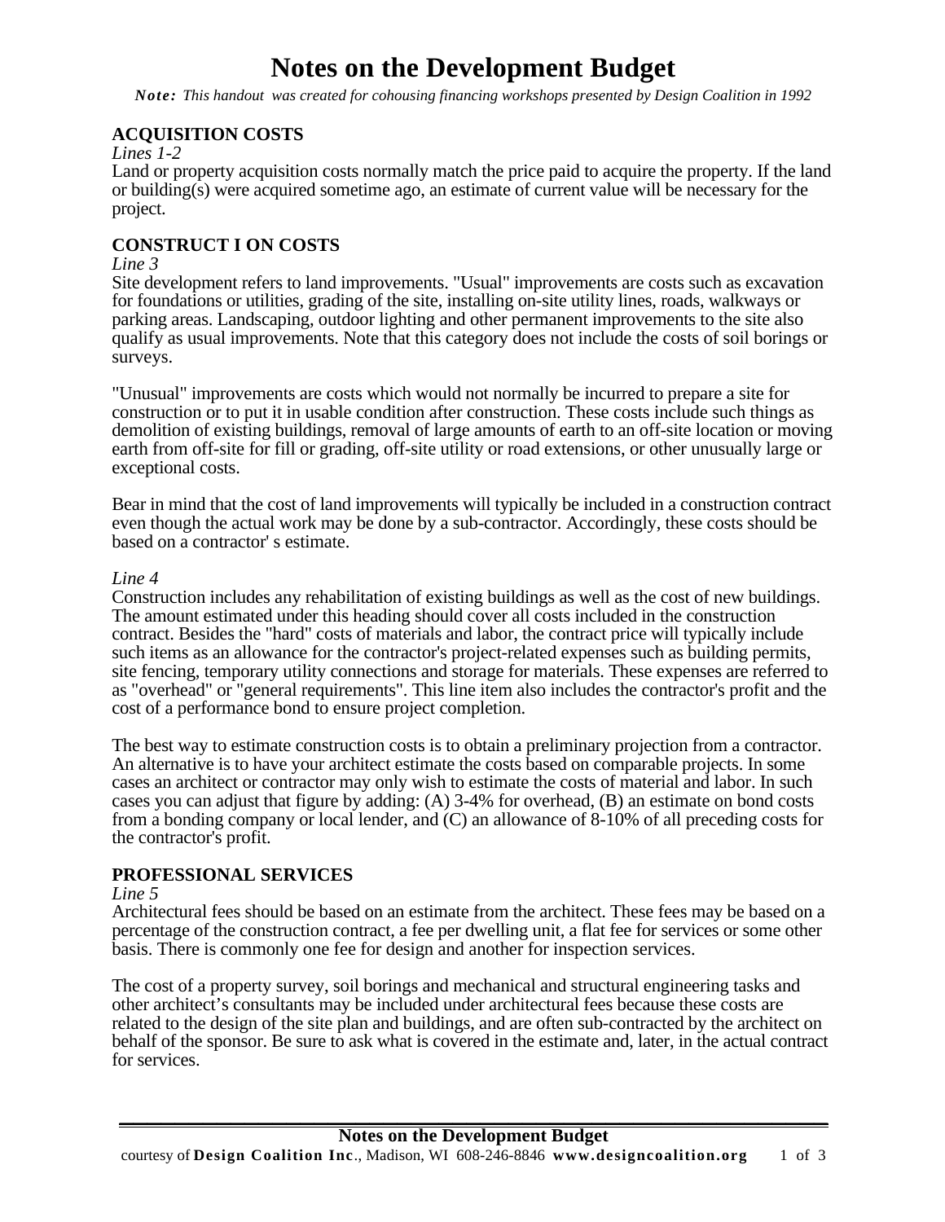# Notes on the Development Budget

***Note:** This handout was created for cohousing financing workshops presented by Design Coalition in 1992*

## ACQUISITION COSTS

*Lines 1-2*

Land or property acquisition costs normally match the price paid to acquire the property. If the land or building(s) were acquired sometime ago, an estimate of current value will be necessary for the project.

## CONSTRUCT I ON COSTS

*Line 3*

Site development refers to land improvements. "Usual" improvements are costs such as excavation for foundations or utilities, grading of the site, installing on-site utility lines, roads, walkways or parking areas. Landscaping, outdoor lighting and other permanent improvements to the site also qualify as usual improvements. Note that this category does not include the costs of soil borings or surveys.

"Unusual" improvements are costs which would not normally be incurred to prepare a site for construction or to put it in usable condition after construction. These costs include such things as demolition of existing buildings, removal of large amounts of earth to an off-site location or moving earth from off-site for fill or grading, off-site utility or road extensions, or other unusually large or exceptional costs.

Bear in mind that the cost of land improvements will typically be included in a construction contract even though the actual work may be done by a sub-contractor. Accordingly, these costs should be based on a contractor' s estimate.

*Line 4*

Construction includes any rehabilitation of existing buildings as well as the cost of new buildings. The amount estimated under this heading should cover all costs included in the construction contract. Besides the "hard" costs of materials and labor, the contract price will typically include such items as an allowance for the contractor's project-related expenses such as building permits, site fencing, temporary utility connections and storage for materials. These expenses are referred to as "overhead" or "general requirements". This line item also includes the contractor's profit and the cost of a performance bond to ensure project completion.

The best way to estimate construction costs is to obtain a preliminary projection from a contractor. An alternative is to have your architect estimate the costs based on comparable projects. In some cases an architect or contractor may only wish to estimate the costs of material and labor. In such cases you can adjust that figure by adding: (A) 3-4% for overhead, (B) an estimate on bond costs from a bonding company or local lender, and (C) an allowance of 8-10% of all preceding costs for the contractor's profit.

## PROFESSIONAL SERVICES

*Line 5*

Architectural fees should be based on an estimate from the architect. These fees may be based on a percentage of the construction contract, a fee per dwelling unit, a flat fee for services or some other basis. There is commonly one fee for design and another for inspection services.

The cost of a property survey, soil borings and mechanical and structural engineering tasks and other architect's consultants may be included under architectural fees because these costs are related to the design of the site plan and buildings, and are often sub-contracted by the architect on behalf of the sponsor. Be sure to ask what is covered in the estimate and, later, in the actual contract for services.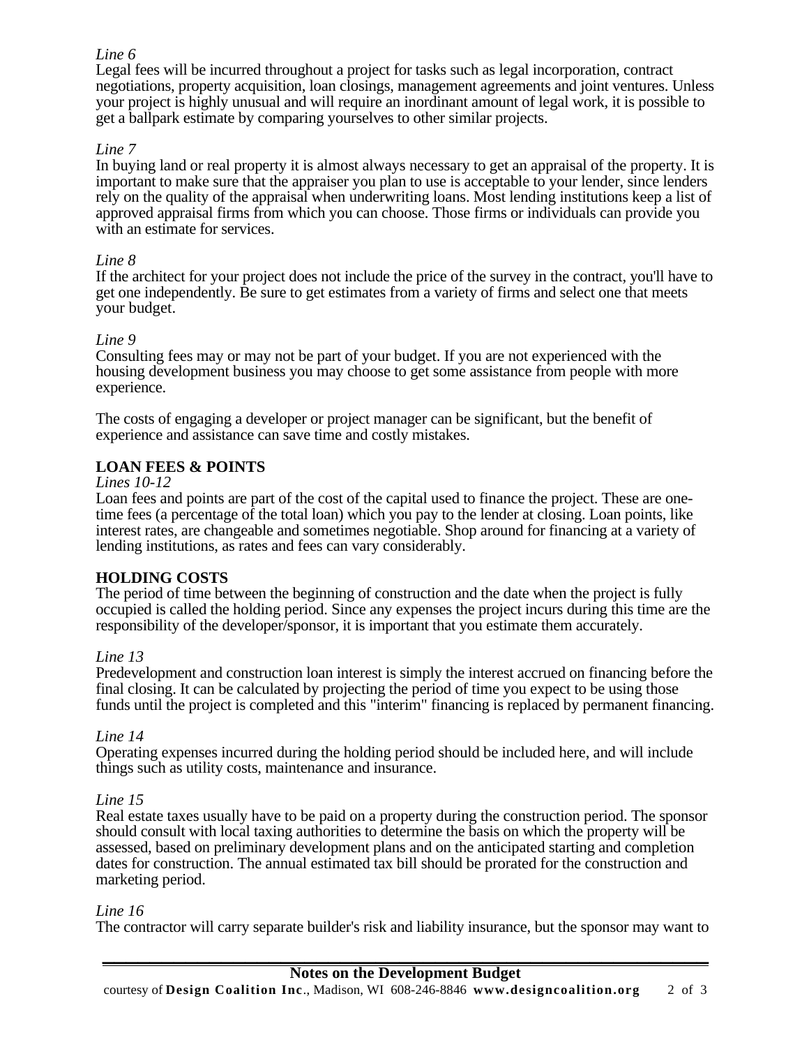*Line 6*
Legal fees will be incurred throughout a project for tasks such as legal incorporation, contract negotiations, property acquisition, loan closings, management agreements and joint ventures. Unless your project is highly unusual and will require an inordinant amount of legal work, it is possible to get a ballpark estimate by comparing yourselves to other similar projects.

*Line 7*
In buying land or real property it is almost always necessary to get an appraisal of the property. It is important to make sure that the appraiser you plan to use is acceptable to your lender, since lenders rely on the quality of the appraisal when underwriting loans. Most lending institutions keep a list of approved appraisal firms from which you can choose. Those firms or individuals can provide you with an estimate for services.

*Line 8*
If the architect for your project does not include the price of the survey in the contract, you'll have to get one independently. Be sure to get estimates from a variety of firms and select one that meets your budget.

*Line 9*
Consulting fees may or may not be part of your budget. If you are not experienced with the housing development business you may choose to get some assistance from people with more experience.

The costs of engaging a developer or project manager can be significant, but the benefit of experience and assistance can save time and costly mistakes.

**LOAN FEES & POINTS**

*Lines 10-12*
Loan fees and points are part of the cost of the capital used to finance the project. These are one-time fees (a percentage of the total loan) which you pay to the lender at closing. Loan points, like interest rates, are changeable and sometimes negotiable. Shop around for financing at a variety of lending institutions, as rates and fees can vary considerably.

**HOLDING COSTS**

The period of time between the beginning of construction and the date when the project is fully occupied is called the holding period. Since any expenses the project incurs during this time are the responsibility of the developer/sponsor, it is important that you estimate them accurately.

*Line 13*
Predevelopment and construction loan interest is simply the interest accrued on financing before the final closing. It can be calculated by projecting the period of time you expect to be using those funds until the project is completed and this "interim" financing is replaced by permanent financing.

*Line 14*
Operating expenses incurred during the holding period should be included here, and will include things such as utility costs, maintenance and insurance.

*Line 15*
Real estate taxes usually have to be paid on a property during the construction period. The sponsor should consult with local taxing authorities to determine the basis on which the property will be assessed, based on preliminary development plans and on the anticipated starting and completion dates for construction. The annual estimated tax bill should be prorated for the construction and marketing period.

*Line 16*
The contractor will carry separate builder's risk and liability insurance, but the sponsor may want to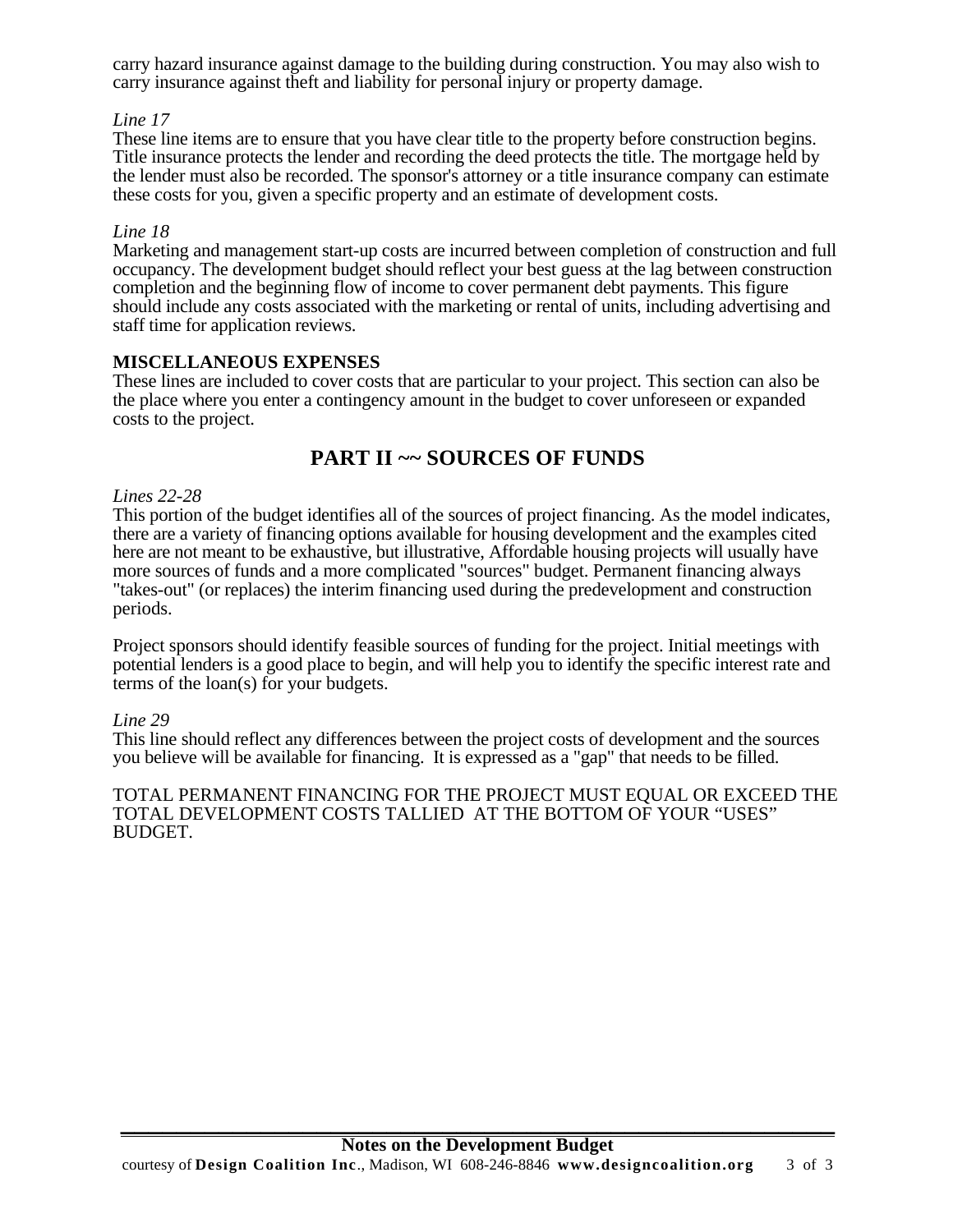carry hazard insurance against damage to the building during construction. You may also wish to carry insurance against theft and liability for personal injury or property damage.

*Line 17*
These line items are to ensure that you have clear title to the property before construction begins. Title insurance protects the lender and recording the deed protects the title. The mortgage held by the lender must also be recorded. The sponsor's attorney or a title insurance company can estimate these costs for you, given a specific property and an estimate of development costs.

*Line 18*
Marketing and management start-up costs are incurred between completion of construction and full occupancy. The development budget should reflect your best guess at the lag between construction completion and the beginning flow of income to cover permanent debt payments. This figure should include any costs associated with the marketing or rental of units, including advertising and staff time for application reviews.

**MISCELLANEOUS EXPENSES**
These lines are included to cover costs that are particular to your project. This section can also be the place where you enter a contingency amount in the budget to cover unforeseen or expanded costs to the project.

## PART II ~~ SOURCES OF FUNDS

*Lines 22-28*
This portion of the budget identifies all of the sources of project financing. As the model indicates, there are a variety of financing options available for housing development and the examples cited here are not meant to be exhaustive, but illustrative, Affordable housing projects will usually have more sources of funds and a more complicated "sources" budget. Permanent financing always "takes-out" (or replaces) the interim financing used during the predevelopment and construction periods.

Project sponsors should identify feasible sources of funding for the project. Initial meetings with potential lenders is a good place to begin, and will help you to identify the specific interest rate and terms of the loan(s) for your budgets.

*Line 29*
This line should reflect any differences between the project costs of development and the sources you believe will be available for financing. It is expressed as a "gap" that needs to be filled.

TOTAL PERMANENT FINANCING FOR THE PROJECT MUST EQUAL OR EXCEED THE TOTAL DEVELOPMENT COSTS TALLIED AT THE BOTTOM OF YOUR “USES” BUDGET.